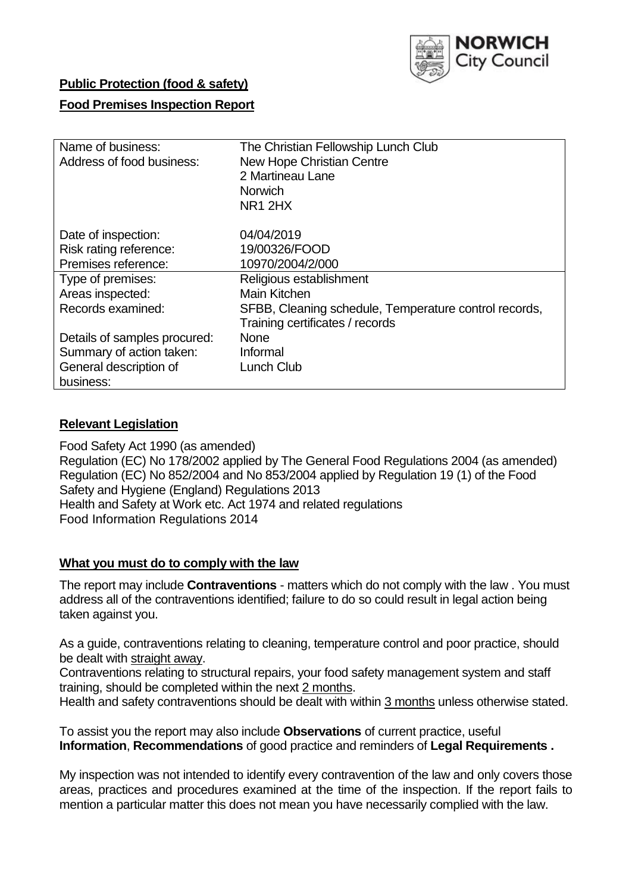**Public Protection (food & safety)**

**Food Premises Inspection Report**

| | |
|---|---|
| Name of business: | The Christian Fellowship Lunch Club |
| Address of food business: | New Hope Christian Centre<br>2 Martineau Lane<br>Norwich<br>NR1 2HX |
| Date of inspection: | 04/04/2019 |
| Risk rating reference: | 19/00326/FOOD |
| Premises reference: | 10970/2004/2/000 |
| Type of premises: | Religious establishment |
| Areas inspected: | Main Kitchen |
| Records examined: | SFBB, Cleaning schedule, Temperature control records, Training certificates / records |
| Details of samples procured: | None |
| Summary of action taken: | Informal |
| General description of business: | Lunch Club |

## **Relevant Legislation**

Food Safety Act 1990 (as amended)
Regulation (EC) No 178/2002 applied by The General Food Regulations 2004 (as amended)
Regulation (EC) No 852/2004 and No 853/2004 applied by Regulation 19 (1) of the Food Safety and Hygiene (England) Regulations 2013
Health and Safety at Work etc. Act 1974 and related regulations
Food Information Regulations 2014

## **What you must do to comply with the law**

The report may include **Contraventions** - matters which do not comply with the law . You must address all of the contraventions identified; failure to do so could result in legal action being taken against you.

As a guide, contraventions relating to cleaning, temperature control and poor practice, should be dealt with straight away.
Contraventions relating to structural repairs, your food safety management system and staff training, should be completed within the next 2 months.
Health and safety contraventions should be dealt with within 3 months unless otherwise stated.

To assist you the report may also include **Observations** of current practice, useful **Information**, **Recommendations** of good practice and reminders of **Legal Requirements .**

My inspection was not intended to identify every contravention of the law and only covers those areas, practices and procedures examined at the time of the inspection. If the report fails to mention a particular matter this does not mean you have necessarily complied with the law.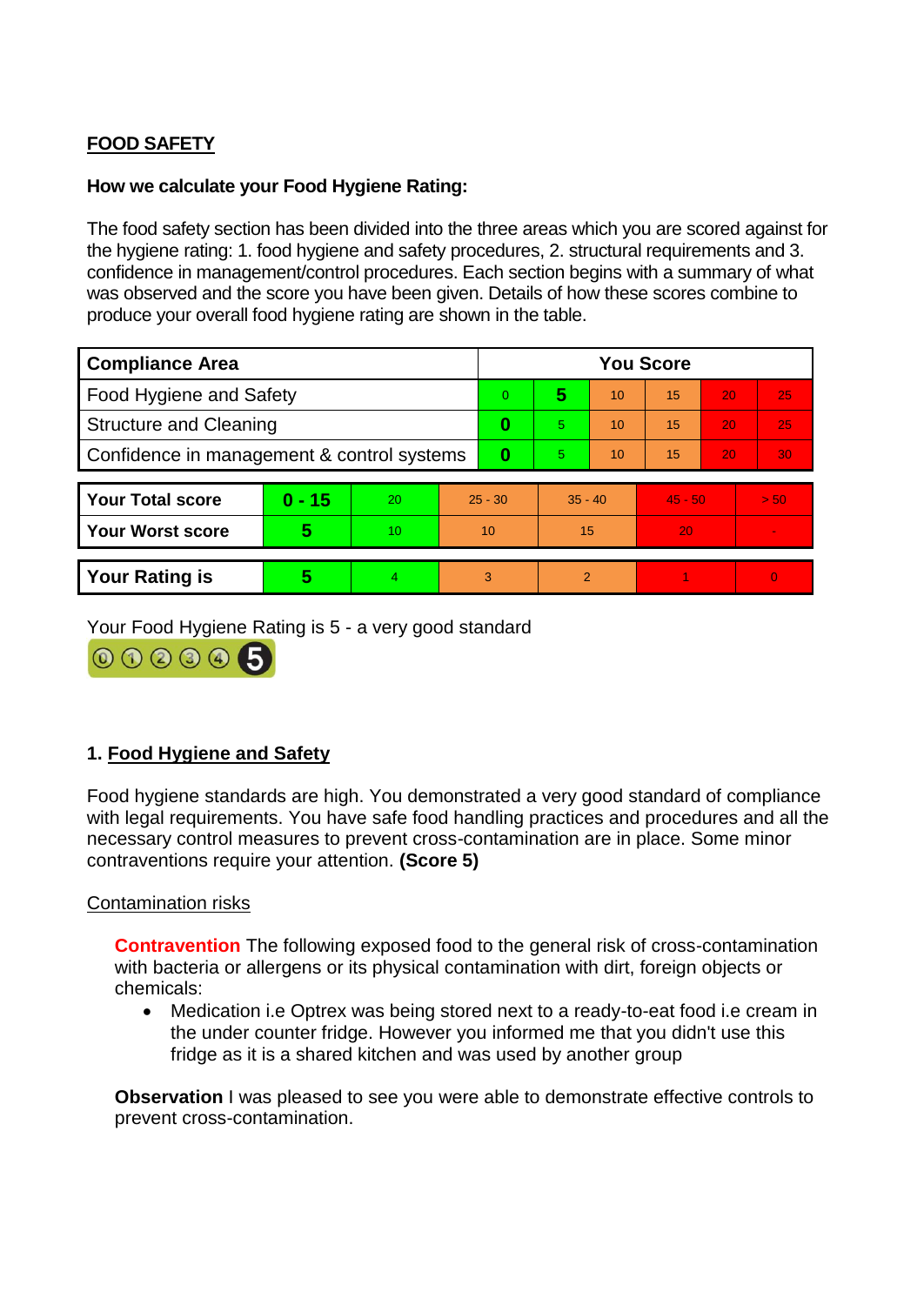## FOOD SAFETY

**How we calculate your Food Hygiene Rating:**

The food safety section has been divided into the three areas which you are scored against for the hygiene rating: 1. food hygiene and safety procedures, 2. structural requirements and 3. confidence in management/control procedures. Each section begins with a summary of what was observed and the score you have been given. Details of how these scores combine to produce your overall food hygiene rating are shown in the table.

| Compliance Area | You Score | | | | | |
|---|---|---|---|---|---|---|
| Food Hygiene and Safety | 0 | **5** | 10 | 15 | 20 | 25 |
| Structure and Cleaning | **0** | 5 | 10 | 15 | 20 | 25 |
| Confidence in management & control systems | **0** | 5 | 10 | 15 | 20 | 30 |

| | | | | | | |
|---|---|---|---|---|---|---|
| **Your Total score** | **0 - 15** | 20 | 25 - 30 | 35 - 40 | 45 - 50 | > 50 |
| **Your Worst score** | **5** | 10 | 10 | 15 | 20 | - |

| | | | | | | |
|---|---|---|---|---|---|---|
| **Your Rating is** | **5** | 4 | 3 | 2 | 1 | 0 |

Your Food Hygiene Rating is 5 - a very good standard

### 1. Food Hygiene and Safety

Food hygiene standards are high. You demonstrated a very good standard of compliance with legal requirements. You have safe food handling practices and procedures and all the necessary control measures to prevent cross-contamination are in place. Some minor contraventions require your attention. **(Score 5)**

Contamination risks

**Contravention** The following exposed food to the general risk of cross-contamination with bacteria or allergens or its physical contamination with dirt, foreign objects or chemicals:

- Medication i.e Optrex was being stored next to a ready-to-eat food i.e cream in the under counter fridge. However you informed me that you didn't use this fridge as it is a shared kitchen and was used by another group

**Observation** I was pleased to see you were able to demonstrate effective controls to prevent cross-contamination.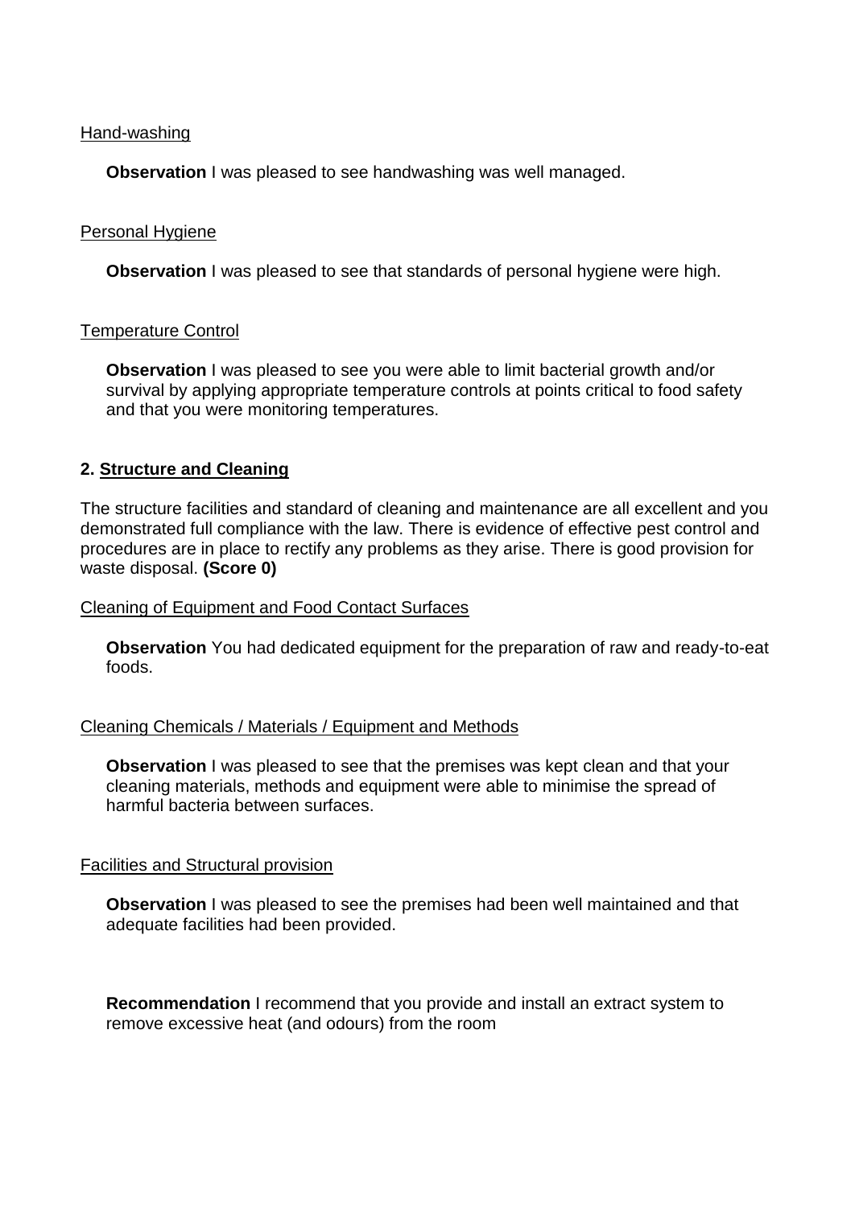Hand-washing

**Observation** I was pleased to see handwashing was well managed.

Personal Hygiene

**Observation** I was pleased to see that standards of personal hygiene were high.

Temperature Control

**Observation** I was pleased to see you were able to limit bacterial growth and/or survival by applying appropriate temperature controls at points critical to food safety and that you were monitoring temperatures.

## 2. Structure and Cleaning

The structure facilities and standard of cleaning and maintenance are all excellent and you demonstrated full compliance with the law. There is evidence of effective pest control and procedures are in place to rectify any problems as they arise. There is good provision for waste disposal. **(Score 0)**

Cleaning of Equipment and Food Contact Surfaces

**Observation** You had dedicated equipment for the preparation of raw and ready-to-eat foods.

Cleaning Chemicals / Materials / Equipment and Methods

**Observation** I was pleased to see that the premises was kept clean and that your cleaning materials, methods and equipment were able to minimise the spread of harmful bacteria between surfaces.

Facilities and Structural provision

**Observation** I was pleased to see the premises had been well maintained and that adequate facilities had been provided.

**Recommendation** I recommend that you provide and install an extract system to remove excessive heat (and odours) from the room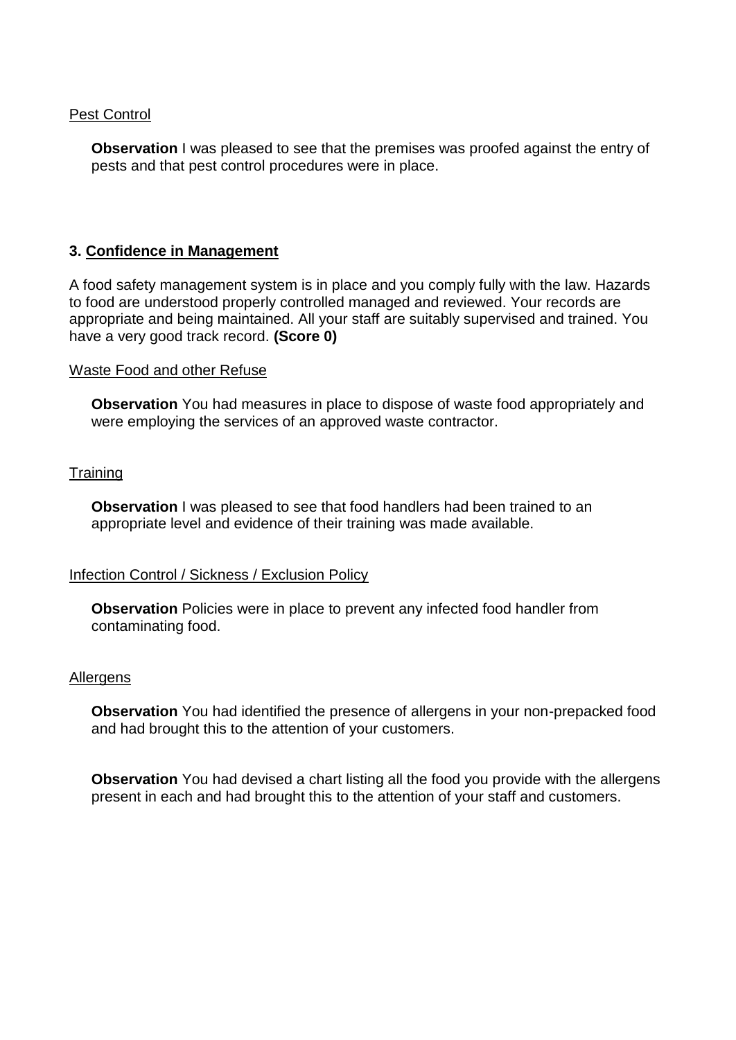Pest Control

**Observation** I was pleased to see that the premises was proofed against the entry of pests and that pest control procedures were in place.

### 3. Confidence in Management

A food safety management system is in place and you comply fully with the law. Hazards to food are understood properly controlled managed and reviewed. Your records are appropriate and being maintained. All your staff are suitably supervised and trained. You have a very good track record. **(Score 0)**

Waste Food and other Refuse

**Observation** You had measures in place to dispose of waste food appropriately and were employing the services of an approved waste contractor.

Training

**Observation** I was pleased to see that food handlers had been trained to an appropriate level and evidence of their training was made available.

Infection Control / Sickness / Exclusion Policy

**Observation** Policies were in place to prevent any infected food handler from contaminating food.

Allergens

**Observation** You had identified the presence of allergens in your non-prepacked food and had brought this to the attention of your customers.

**Observation** You had devised a chart listing all the food you provide with the allergens present in each and had brought this to the attention of your staff and customers.